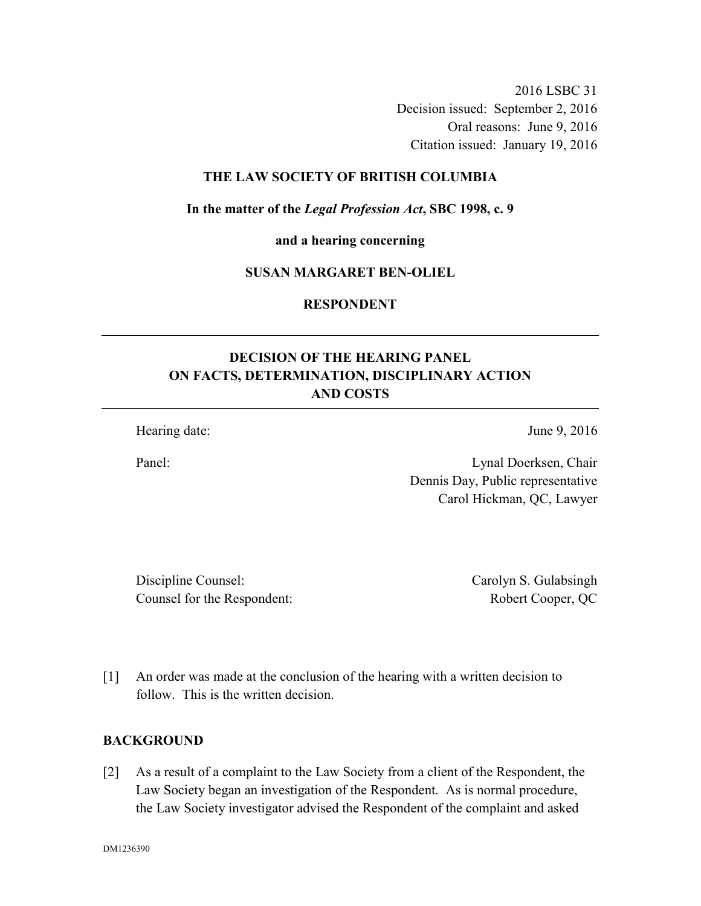2016 LSBC 31
Decision issued: September 2, 2016
Oral reasons: June 9, 2016
Citation issued: January 19, 2016

**THE LAW SOCIETY OF BRITISH COLUMBIA**

**In the matter of the *Legal Profession Act*, SBC 1998, c. 9**

**and a hearing concerning**

**SUSAN MARGARET BEN-OLIEL**

**RESPONDENT**

---

## DECISION OF THE HEARING PANEL ON FACTS, DETERMINATION, DISCIPLINARY ACTION AND COSTS

---

Hearing date: June 9, 2016

Panel: Lynal Doerksen, Chair
Dennis Day, Public representative
Carol Hickman, QC, Lawyer

Discipline Counsel: Carolyn S. Gulabsingh
Counsel for the Respondent: Robert Cooper, QC

[1] An order was made at the conclusion of the hearing with a written decision to follow. This is the written decision.

## BACKGROUND

[2] As a result of a complaint to the Law Society from a client of the Respondent, the Law Society began an investigation of the Respondent. As is normal procedure, the Law Society investigator advised the Respondent of the complaint and asked

DM1236390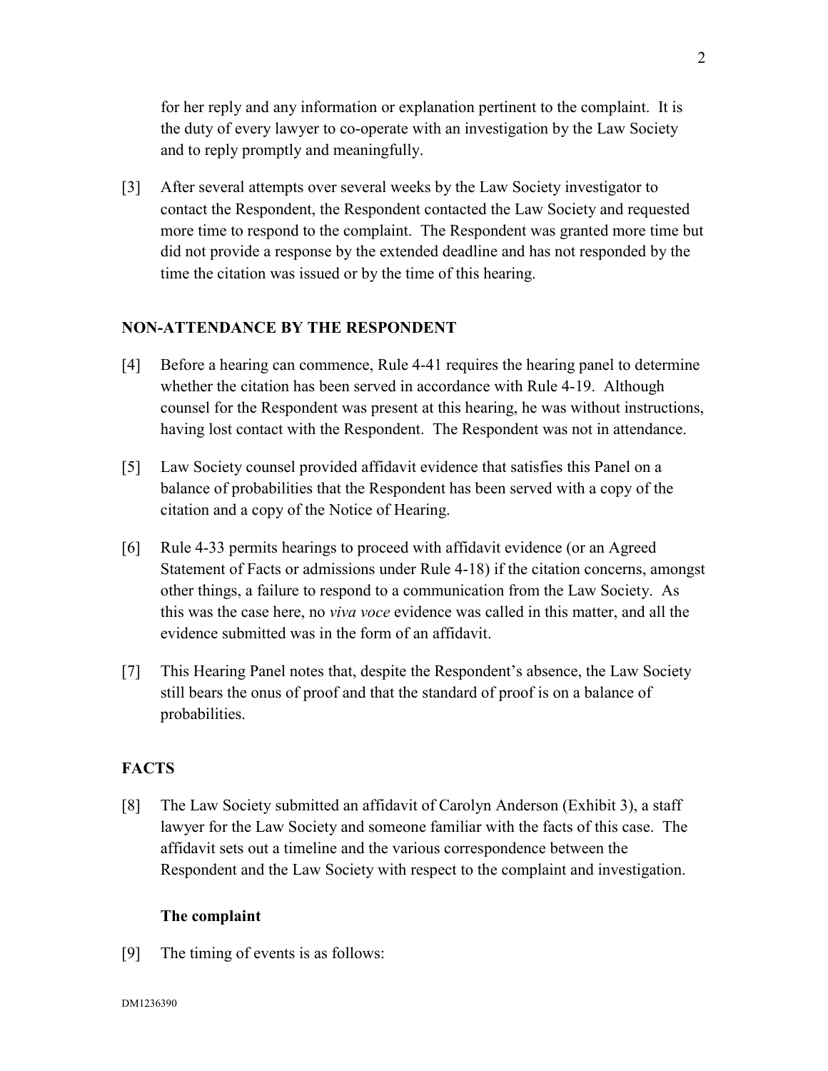for her reply and any information or explanation pertinent to the complaint. It is the duty of every lawyer to co-operate with an investigation by the Law Society and to reply promptly and meaningfully.

[3] After several attempts over several weeks by the Law Society investigator to contact the Respondent, the Respondent contacted the Law Society and requested more time to respond to the complaint. The Respondent was granted more time but did not provide a response by the extended deadline and has not responded by the time the citation was issued or by the time of this hearing.

## NON-ATTENDANCE BY THE RESPONDENT

[4] Before a hearing can commence, Rule 4-41 requires the hearing panel to determine whether the citation has been served in accordance with Rule 4-19. Although counsel for the Respondent was present at this hearing, he was without instructions, having lost contact with the Respondent. The Respondent was not in attendance.

[5] Law Society counsel provided affidavit evidence that satisfies this Panel on a balance of probabilities that the Respondent has been served with a copy of the citation and a copy of the Notice of Hearing.

[6] Rule 4-33 permits hearings to proceed with affidavit evidence (or an Agreed Statement of Facts or admissions under Rule 4-18) if the citation concerns, amongst other things, a failure to respond to a communication from the Law Society. As this was the case here, no *viva voce* evidence was called in this matter, and all the evidence submitted was in the form of an affidavit.

[7] This Hearing Panel notes that, despite the Respondent's absence, the Law Society still bears the onus of proof and that the standard of proof is on a balance of probabilities.

## FACTS

[8] The Law Society submitted an affidavit of Carolyn Anderson (Exhibit 3), a staff lawyer for the Law Society and someone familiar with the facts of this case. The affidavit sets out a timeline and the various correspondence between the Respondent and the Law Society with respect to the complaint and investigation.

### The complaint

[9] The timing of events is as follows: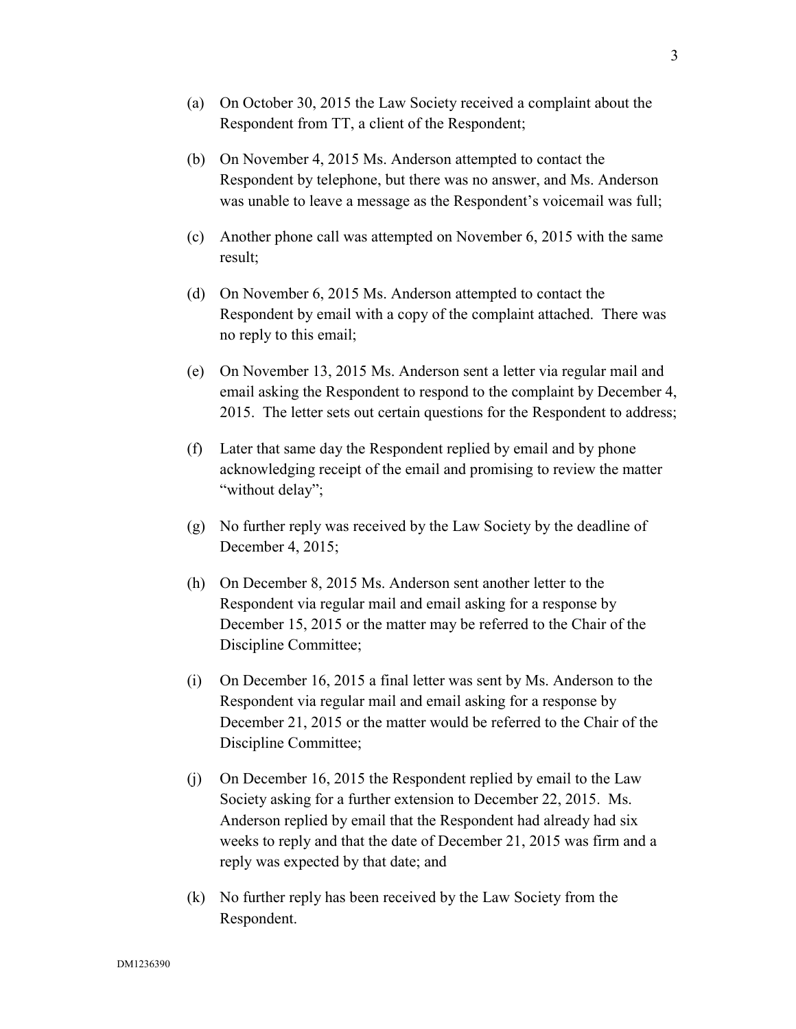(a) On October 30, 2015 the Law Society received a complaint about the Respondent from TT, a client of the Respondent;

(b) On November 4, 2015 Ms. Anderson attempted to contact the Respondent by telephone, but there was no answer, and Ms. Anderson was unable to leave a message as the Respondent's voicemail was full;

(c) Another phone call was attempted on November 6, 2015 with the same result;

(d) On November 6, 2015 Ms. Anderson attempted to contact the Respondent by email with a copy of the complaint attached. There was no reply to this email;

(e) On November 13, 2015 Ms. Anderson sent a letter via regular mail and email asking the Respondent to respond to the complaint by December 4, 2015. The letter sets out certain questions for the Respondent to address;

(f) Later that same day the Respondent replied by email and by phone acknowledging receipt of the email and promising to review the matter "without delay";

(g) No further reply was received by the Law Society by the deadline of December 4, 2015;

(h) On December 8, 2015 Ms. Anderson sent another letter to the Respondent via regular mail and email asking for a response by December 15, 2015 or the matter may be referred to the Chair of the Discipline Committee;

(i) On December 16, 2015 a final letter was sent by Ms. Anderson to the Respondent via regular mail and email asking for a response by December 21, 2015 or the matter would be referred to the Chair of the Discipline Committee;

(j) On December 16, 2015 the Respondent replied by email to the Law Society asking for a further extension to December 22, 2015. Ms. Anderson replied by email that the Respondent had already had six weeks to reply and that the date of December 21, 2015 was firm and a reply was expected by that date; and

(k) No further reply has been received by the Law Society from the Respondent.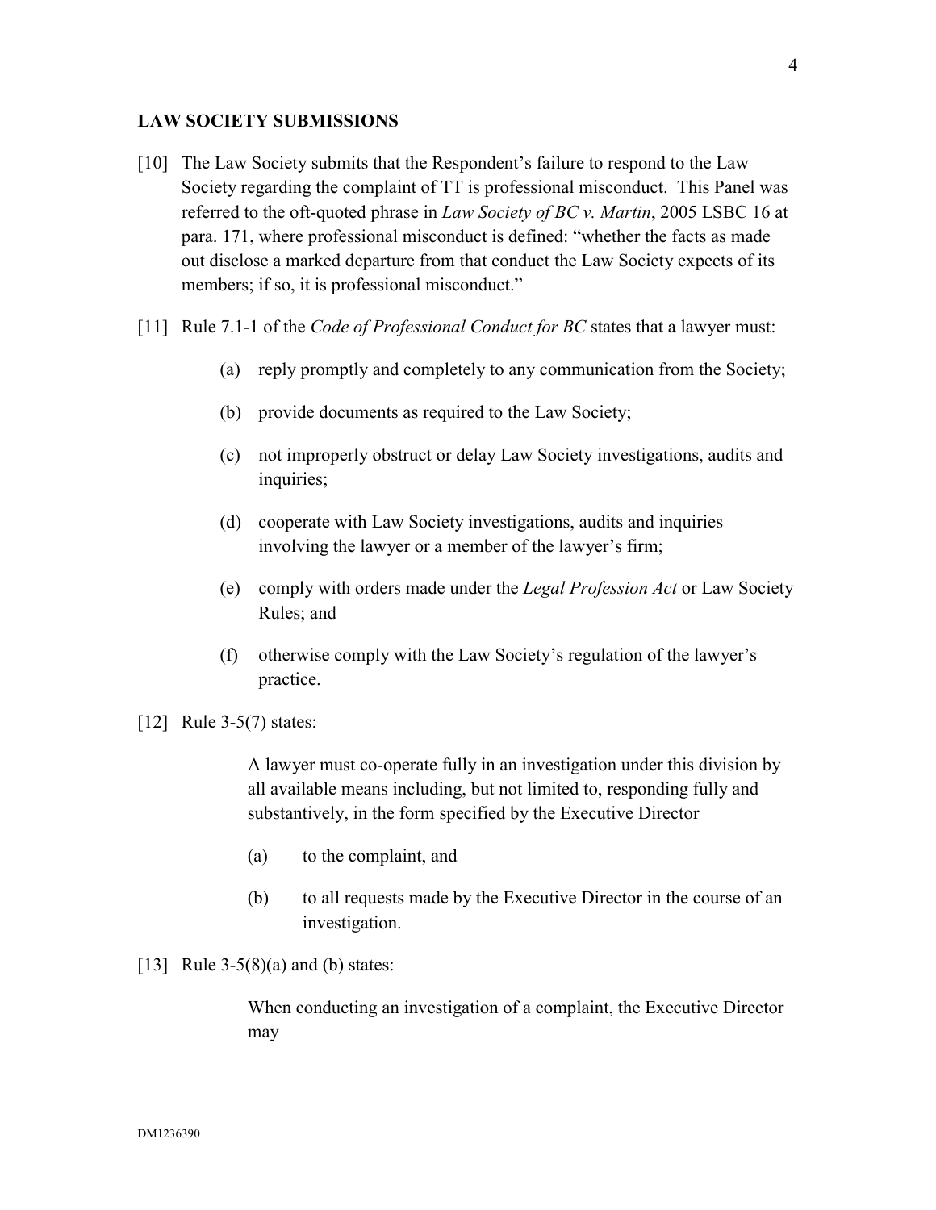## LAW SOCIETY SUBMISSIONS

[10] The Law Society submits that the Respondent's failure to respond to the Law Society regarding the complaint of TT is professional misconduct. This Panel was referred to the oft-quoted phrase in *Law Society of BC v. Martin*, 2005 LSBC 16 at para. 171, where professional misconduct is defined: "whether the facts as made out disclose a marked departure from that conduct the Law Society expects of its members; if so, it is professional misconduct."

[11] Rule 7.1-1 of the *Code of Professional Conduct for BC* states that a lawyer must:

> (a) reply promptly and completely to any communication from the Society;
>
> (b) provide documents as required to the Law Society;
>
> (c) not improperly obstruct or delay Law Society investigations, audits and inquiries;
>
> (d) cooperate with Law Society investigations, audits and inquiries involving the lawyer or a member of the lawyer's firm;
>
> (e) comply with orders made under the *Legal Profession Act* or Law Society Rules; and
>
> (f) otherwise comply with the Law Society's regulation of the lawyer's practice.

[12] Rule 3-5(7) states:

> A lawyer must co-operate fully in an investigation under this division by all available means including, but not limited to, responding fully and substantively, in the form specified by the Executive Director
>
> (a) to the complaint, and
>
> (b) to all requests made by the Executive Director in the course of an investigation.

[13] Rule 3-5(8)(a) and (b) states:

> When conducting an investigation of a complaint, the Executive Director may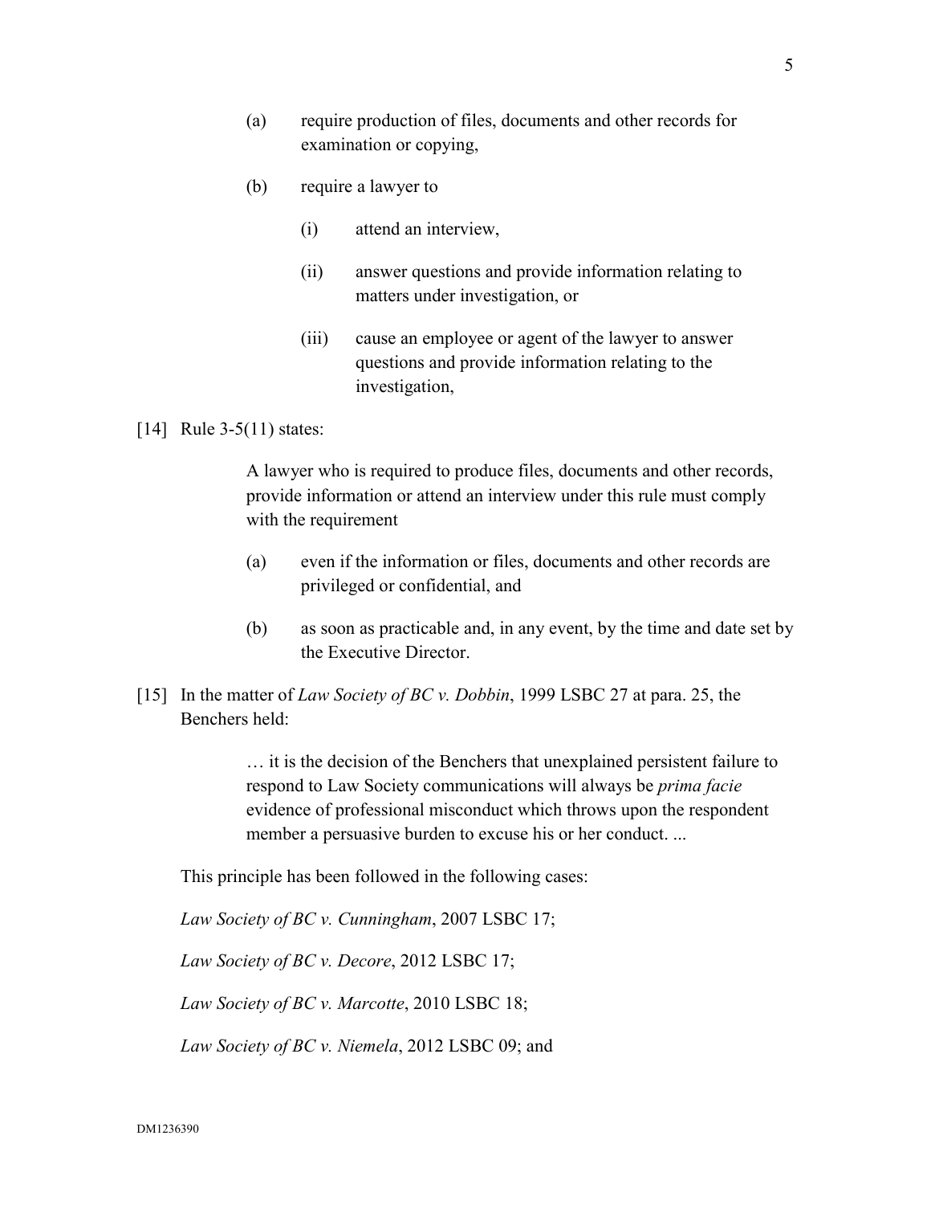(a) require production of files, documents and other records for examination or copying,

(b) require a lawyer to

  (i) attend an interview,

  (ii) answer questions and provide information relating to matters under investigation, or

  (iii) cause an employee or agent of the lawyer to answer questions and provide information relating to the investigation,

[14] Rule 3-5(11) states:

> A lawyer who is required to produce files, documents and other records, provide information or attend an interview under this rule must comply with the requirement
>
> (a) even if the information or files, documents and other records are privileged or confidential, and
>
> (b) as soon as practicable and, in any event, by the time and date set by the Executive Director.

[15] In the matter of *Law Society of BC v. Dobbin*, 1999 LSBC 27 at para. 25, the Benchers held:

> … it is the decision of the Benchers that unexplained persistent failure to respond to Law Society communications will always be *prima facie* evidence of professional misconduct which throws upon the respondent member a persuasive burden to excuse his or her conduct. ...

This principle has been followed in the following cases:

*Law Society of BC v. Cunningham*, 2007 LSBC 17;

*Law Society of BC v. Decore*, 2012 LSBC 17;

*Law Society of BC v. Marcotte*, 2010 LSBC 18;

*Law Society of BC v. Niemela*, 2012 LSBC 09; and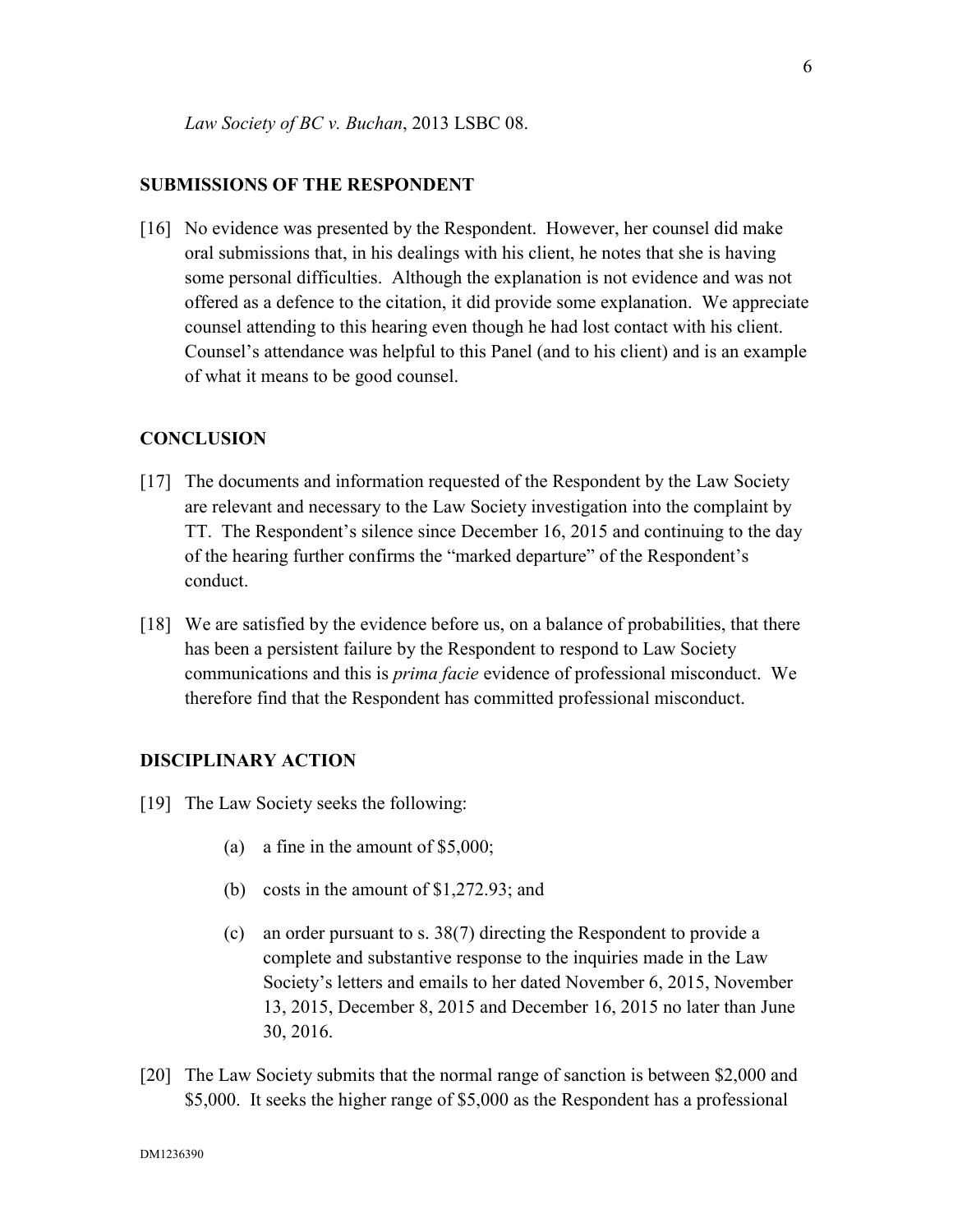*Law Society of BC v. Buchan*, 2013 LSBC 08.

## SUBMISSIONS OF THE RESPONDENT

[16] No evidence was presented by the Respondent. However, her counsel did make oral submissions that, in his dealings with his client, he notes that she is having some personal difficulties. Although the explanation is not evidence and was not offered as a defence to the citation, it did provide some explanation. We appreciate counsel attending to this hearing even though he had lost contact with his client. Counsel's attendance was helpful to this Panel (and to his client) and is an example of what it means to be good counsel.

## CONCLUSION

[17] The documents and information requested of the Respondent by the Law Society are relevant and necessary to the Law Society investigation into the complaint by TT. The Respondent's silence since December 16, 2015 and continuing to the day of the hearing further confirms the "marked departure" of the Respondent's conduct.

[18] We are satisfied by the evidence before us, on a balance of probabilities, that there has been a persistent failure by the Respondent to respond to Law Society communications and this is *prima facie* evidence of professional misconduct. We therefore find that the Respondent has committed professional misconduct.

## DISCIPLINARY ACTION

[19] The Law Society seeks the following:

(a) a fine in the amount of $5,000;

(b) costs in the amount of $1,272.93; and

(c) an order pursuant to s. 38(7) directing the Respondent to provide a complete and substantive response to the inquiries made in the Law Society's letters and emails to her dated November 6, 2015, November 13, 2015, December 8, 2015 and December 16, 2015 no later than June 30, 2016.

[20] The Law Society submits that the normal range of sanction is between $2,000 and $5,000. It seeks the higher range of $5,000 as the Respondent has a professional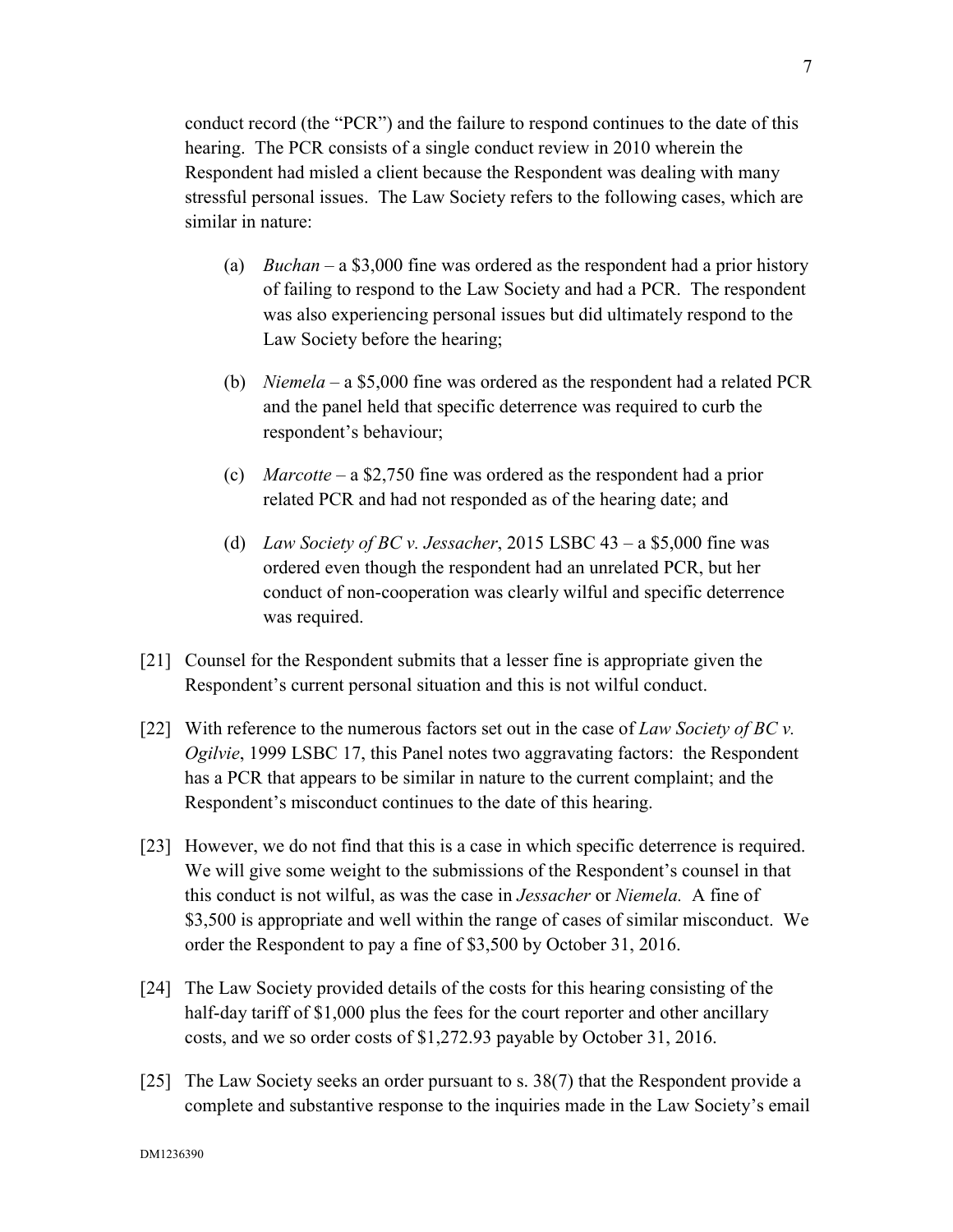conduct record (the "PCR") and the failure to respond continues to the date of this hearing. The PCR consists of a single conduct review in 2010 wherein the Respondent had misled a client because the Respondent was dealing with many stressful personal issues. The Law Society refers to the following cases, which are similar in nature:

(a) *Buchan* – a $3,000 fine was ordered as the respondent had a prior history of failing to respond to the Law Society and had a PCR. The respondent was also experiencing personal issues but did ultimately respond to the Law Society before the hearing;

(b) *Niemela* – a $5,000 fine was ordered as the respondent had a related PCR and the panel held that specific deterrence was required to curb the respondent's behaviour;

(c) *Marcotte* – a $2,750 fine was ordered as the respondent had a prior related PCR and had not responded as of the hearing date; and

(d) *Law Society of BC v. Jessacher*, 2015 LSBC 43 – a $5,000 fine was ordered even though the respondent had an unrelated PCR, but her conduct of non-cooperation was clearly wilful and specific deterrence was required.

[21] Counsel for the Respondent submits that a lesser fine is appropriate given the Respondent's current personal situation and this is not wilful conduct.

[22] With reference to the numerous factors set out in the case of *Law Society of BC v. Ogilvie*, 1999 LSBC 17, this Panel notes two aggravating factors: the Respondent has a PCR that appears to be similar in nature to the current complaint; and the Respondent's misconduct continues to the date of this hearing.

[23] However, we do not find that this is a case in which specific deterrence is required. We will give some weight to the submissions of the Respondent's counsel in that this conduct is not wilful, as was the case in *Jessacher* or *Niemela.* A fine of $3,500 is appropriate and well within the range of cases of similar misconduct. We order the Respondent to pay a fine of $3,500 by October 31, 2016.

[24] The Law Society provided details of the costs for this hearing consisting of the half-day tariff of $1,000 plus the fees for the court reporter and other ancillary costs, and we so order costs of $1,272.93 payable by October 31, 2016.

[25] The Law Society seeks an order pursuant to s. 38(7) that the Respondent provide a complete and substantive response to the inquiries made in the Law Society's email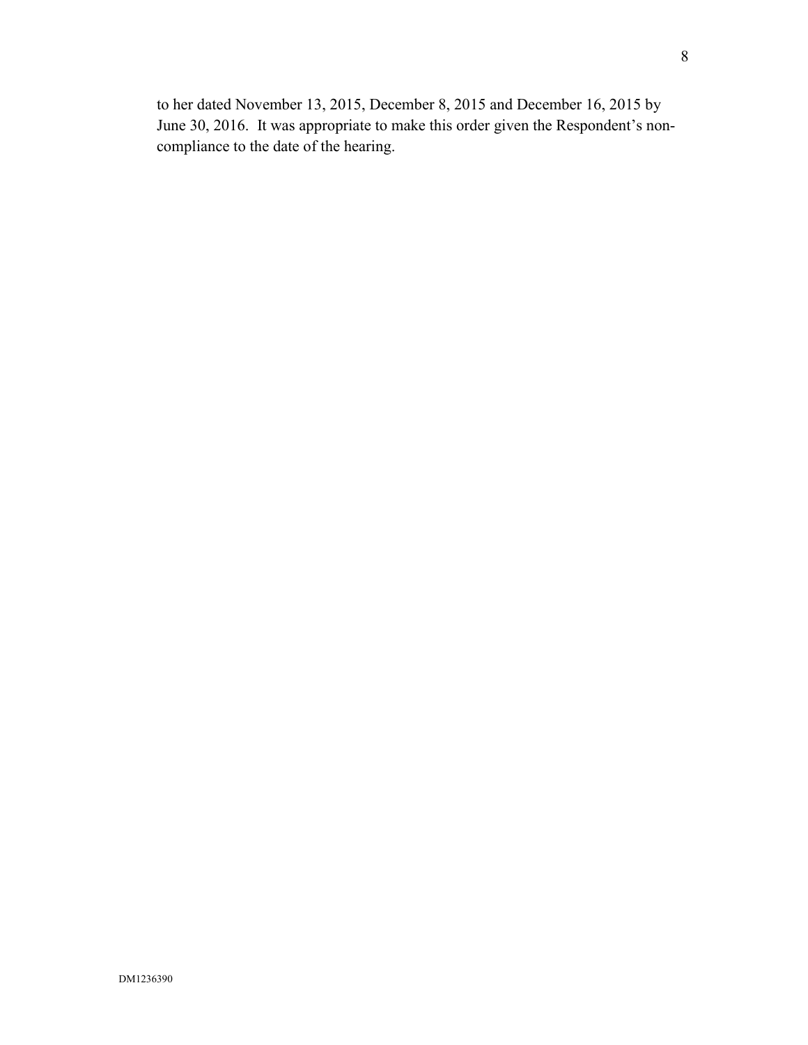to her dated November 13, 2015, December 8, 2015 and December 16, 2015 by June 30, 2016. It was appropriate to make this order given the Respondent's non-compliance to the date of the hearing.

DM1236390